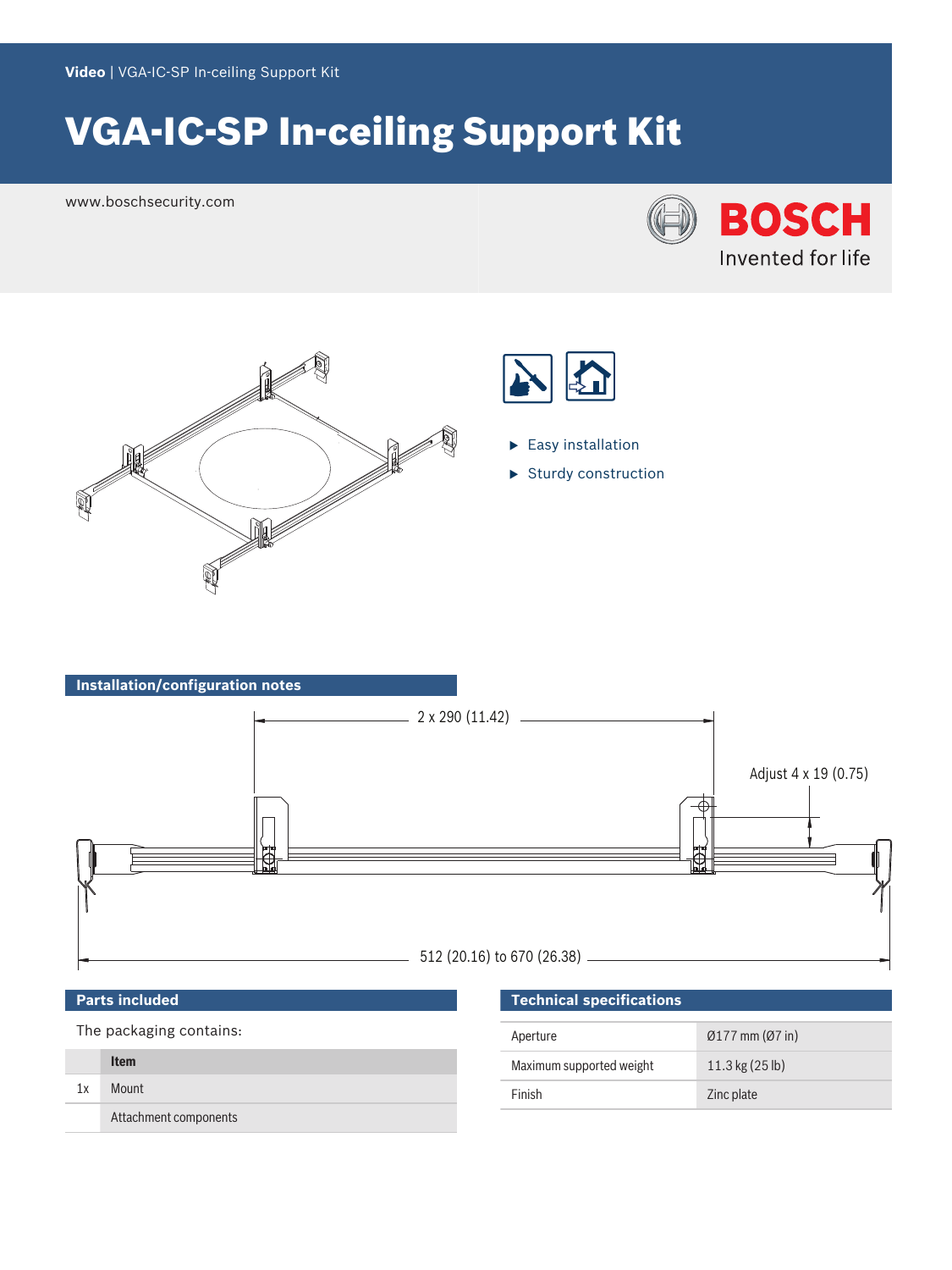Video | VGA-IC-SP In-ceiling Support Kit

# VGA-IC-SP In-ceiling Support Kit

www.boschsecurity.com

BOSCH

Invented for life

- Easy installation
- Sturdy construction

## Installation/configuration notes

2 x 290 (11.42)

Adjust 4 x 19 (0.75)

512 (20.16) to 670 (26.38)

## Parts included

The packaging contains:

| | Item |
|---|---|
| 1x | Mount |
| | Attachment components |

## Technical specifications

| | |
|---|---|
| Aperture | Ø177 mm (Ø7 in) |
| Maximum supported weight | 11.3 kg (25 lb) |
| Finish | Zinc plate |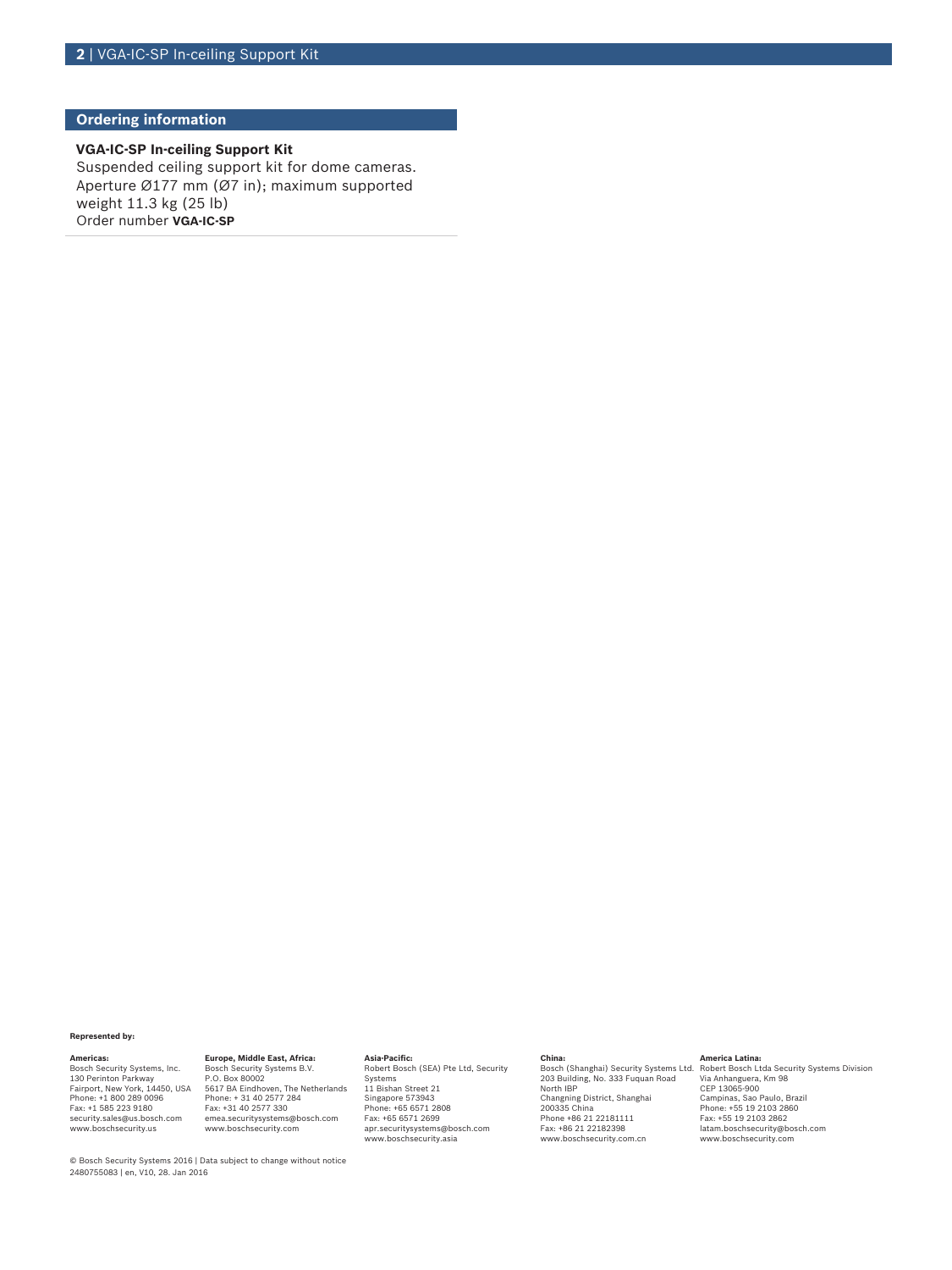## Ordering information

**VGA-IC-SP In-ceiling Support Kit**
Suspended ceiling support kit for dome cameras.
Aperture Ø177 mm (Ø7 in); maximum supported weight 11.3 kg (25 lb)
Order number **VGA-IC-SP**

**Represented by:**

**Americas:**
Bosch Security Systems, Inc.
130 Perinton Parkway
Fairport, New York, 14450, USA
Phone: +1 800 289 0096
Fax: +1 585 223 9180
security.sales@us.bosch.com
www.boschsecurity.us

**Europe, Middle East, Africa:**
Bosch Security Systems B.V.
P.O. Box 80002
5617 BA Eindhoven, The Netherlands
Phone: + 31 40 2577 284
Fax: +31 40 2577 330
emea.securitysystems@bosch.com
www.boschsecurity.com

**Asia-Pacific:**
Robert Bosch (SEA) Pte Ltd, Security Systems
11 Bishan Street 21
Singapore 573943
Phone: +65 6571 2808
Fax: +65 6571 2699
apr.securitysystems@bosch.com
www.boschsecurity.asia

**China:**
Bosch (Shanghai) Security Systems Ltd.
203 Building, No. 333 Fuquan Road
North IBP
Changning District, Shanghai
200335 China
Phone +86 21 22181111
Fax: +86 21 22182398
www.boschsecurity.com.cn

**America Latina:**
Robert Bosch Ltda Security Systems Division
Via Anhanguera, Km 98
CEP 13065-900
Campinas, Sao Paulo, Brazil
Phone: +55 19 2103 2860
Fax: +55 19 2103 2862
latam.boschsecurity@bosch.com
www.boschsecurity.com

© Bosch Security Systems 2016 | Data subject to change without notice
2480755083 | en, V10, 28. Jan 2016